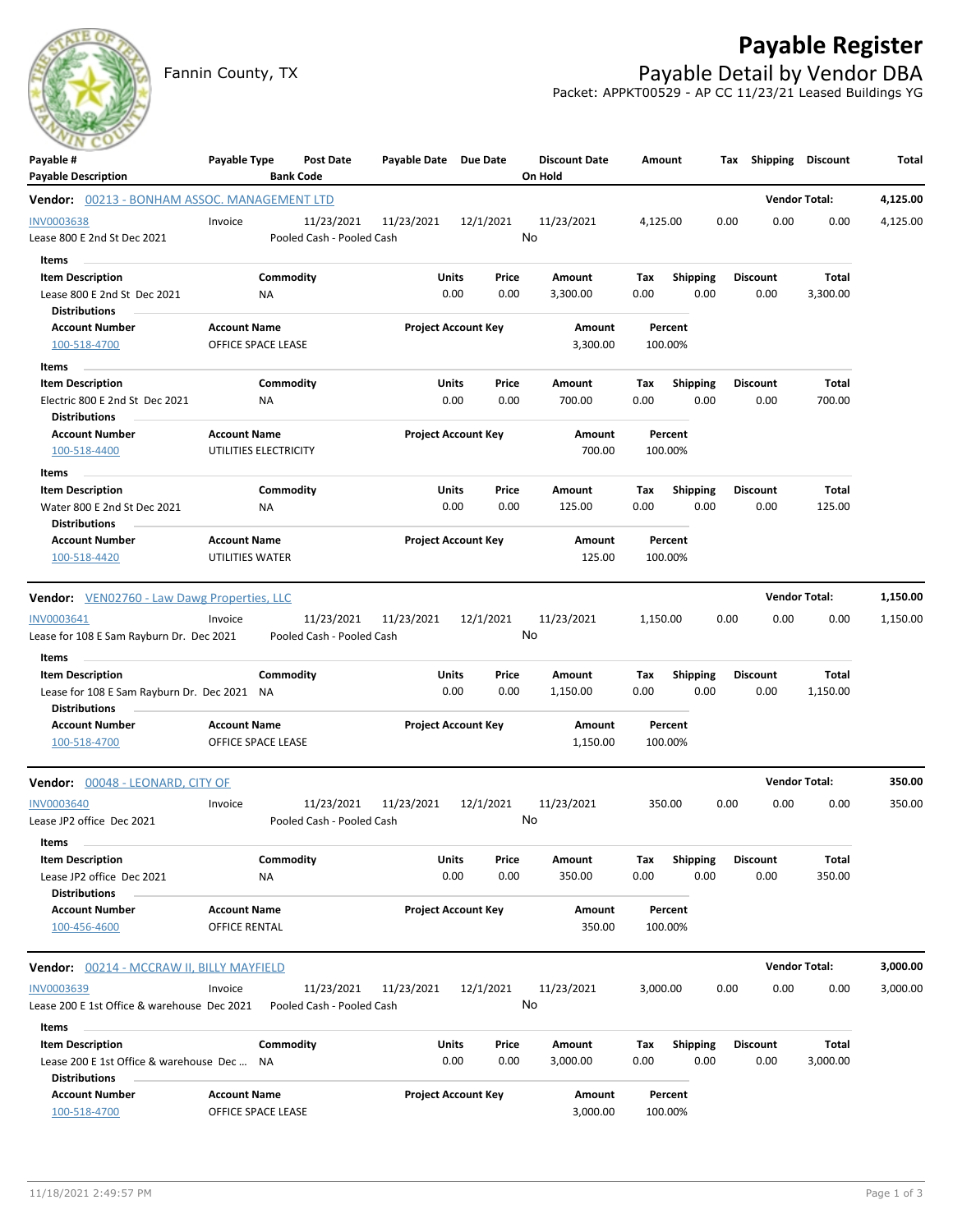# Payable Register

Fannin County, TX

## Payable Detail by Vendor DBA

Packet: APPKT00529 - AP CC 11/23/21 Leased Buildings YG

| Payable # / Payable Description | Payable Type | Post Date / Bank Code | Payable Date | Due Date | Discount Date / On Hold | Amount | Tax | Shipping | Discount | Total |
|---|---|---|---|---|---|---|---|---|---|---|

**Vendor: 00213 - BONHAM ASSOC. MANAGEMENT LTD** — Vendor Total: **4,125.00**

| Payable # / Payable Description | Payable Type | Post Date / Bank Code | Payable Date | Due Date | Discount Date / On Hold | Amount | Tax | Shipping | Discount | Total |
|---|---|---|---|---|---|---|---|---|---|---|
| INV0003638 | Invoice | 11/23/2021 | 11/23/2021 | 12/1/2021 | 11/23/2021 | 4,125.00 | 0.00 | 0.00 | 0.00 | 4,125.00 |
| Lease 800 E 2nd St Dec 2021 | | Pooled Cash - Pooled Cash | | | No | | | | | |

Items

| Item Description | Commodity | Units | Price | Amount | Tax | Shipping | Discount | Total |
|---|---|---|---|---|---|---|---|---|
| Lease 800 E 2nd St Dec 2021 | NA | 0.00 | 0.00 | 3,300.00 | 0.00 | 0.00 | 0.00 | 3,300.00 |

Distributions

| Account Number | Account Name | Project Account Key | Amount | Percent |
|---|---|---|---|---|
| 100-518-4700 | OFFICE SPACE LEASE | | 3,300.00 | 100.00% |

Items

| Item Description | Commodity | Units | Price | Amount | Tax | Shipping | Discount | Total |
|---|---|---|---|---|---|---|---|---|
| Electric 800 E 2nd St Dec 2021 | NA | 0.00 | 0.00 | 700.00 | 0.00 | 0.00 | 0.00 | 700.00 |

Distributions

| Account Number | Account Name | Project Account Key | Amount | Percent |
|---|---|---|---|---|
| 100-518-4400 | UTILITIES ELECTRICITY | | 700.00 | 100.00% |

Items

| Item Description | Commodity | Units | Price | Amount | Tax | Shipping | Discount | Total |
|---|---|---|---|---|---|---|---|---|
| Water 800 E 2nd St Dec 2021 | NA | 0.00 | 0.00 | 125.00 | 0.00 | 0.00 | 0.00 | 125.00 |

Distributions

| Account Number | Account Name | Project Account Key | Amount | Percent |
|---|---|---|---|---|
| 100-518-4420 | UTILITIES WATER | | 125.00 | 100.00% |

**Vendor: VEN02760 - Law Dawg Properties, LLC** — Vendor Total: **1,150.00**

| Payable # / Payable Description | Payable Type | Post Date / Bank Code | Payable Date | Due Date | Discount Date / On Hold | Amount | Tax | Shipping | Discount | Total |
|---|---|---|---|---|---|---|---|---|---|---|
| INV0003641 | Invoice | 11/23/2021 | 11/23/2021 | 12/1/2021 | 11/23/2021 | 1,150.00 | 0.00 | 0.00 | 0.00 | 1,150.00 |
| Lease for 108 E Sam Rayburn Dr. Dec 2021 | | Pooled Cash - Pooled Cash | | | No | | | | | |

Items

| Item Description | Commodity | Units | Price | Amount | Tax | Shipping | Discount | Total |
|---|---|---|---|---|---|---|---|---|
| Lease for 108 E Sam Rayburn Dr. Dec 2021 | NA | 0.00 | 0.00 | 1,150.00 | 0.00 | 0.00 | 0.00 | 1,150.00 |

Distributions

| Account Number | Account Name | Project Account Key | Amount | Percent |
|---|---|---|---|---|
| 100-518-4700 | OFFICE SPACE LEASE | | 1,150.00 | 100.00% |

**Vendor: 00048 - LEONARD, CITY OF** — Vendor Total: **350.00**

| Payable # / Payable Description | Payable Type | Post Date / Bank Code | Payable Date | Due Date | Discount Date / On Hold | Amount | Tax | Shipping | Discount | Total |
|---|---|---|---|---|---|---|---|---|---|---|
| INV0003640 | Invoice | 11/23/2021 | 11/23/2021 | 12/1/2021 | 11/23/2021 | 350.00 | 0.00 | 0.00 | 0.00 | 350.00 |
| Lease JP2 office Dec 2021 | | Pooled Cash - Pooled Cash | | | No | | | | | |

Items

| Item Description | Commodity | Units | Price | Amount | Tax | Shipping | Discount | Total |
|---|---|---|---|---|---|---|---|---|
| Lease JP2 office Dec 2021 | NA | 0.00 | 0.00 | 350.00 | 0.00 | 0.00 | 0.00 | 350.00 |

Distributions

| Account Number | Account Name | Project Account Key | Amount | Percent |
|---|---|---|---|---|
| 100-456-4600 | OFFICE RENTAL | | 350.00 | 100.00% |

**Vendor: 00214 - MCCRAW II, BILLY MAYFIELD** — Vendor Total: **3,000.00**

| Payable # / Payable Description | Payable Type | Post Date / Bank Code | Payable Date | Due Date | Discount Date / On Hold | Amount | Tax | Shipping | Discount | Total |
|---|---|---|---|---|---|---|---|---|---|---|
| INV0003639 | Invoice | 11/23/2021 | 11/23/2021 | 12/1/2021 | 11/23/2021 | 3,000.00 | 0.00 | 0.00 | 0.00 | 3,000.00 |
| Lease 200 E 1st Office & warehouse Dec 2021 | | Pooled Cash - Pooled Cash | | | No | | | | | |

Items

| Item Description | Commodity | Units | Price | Amount | Tax | Shipping | Discount | Total |
|---|---|---|---|---|---|---|---|---|
| Lease 200 E 1st Office & warehouse Dec ... | NA | 0.00 | 0.00 | 3,000.00 | 0.00 | 0.00 | 0.00 | 3,000.00 |

Distributions

| Account Number | Account Name | Project Account Key | Amount | Percent |
|---|---|---|---|---|
| 100-518-4700 | OFFICE SPACE LEASE | | 3,000.00 | 100.00% |

11/18/2021 2:49:57 PM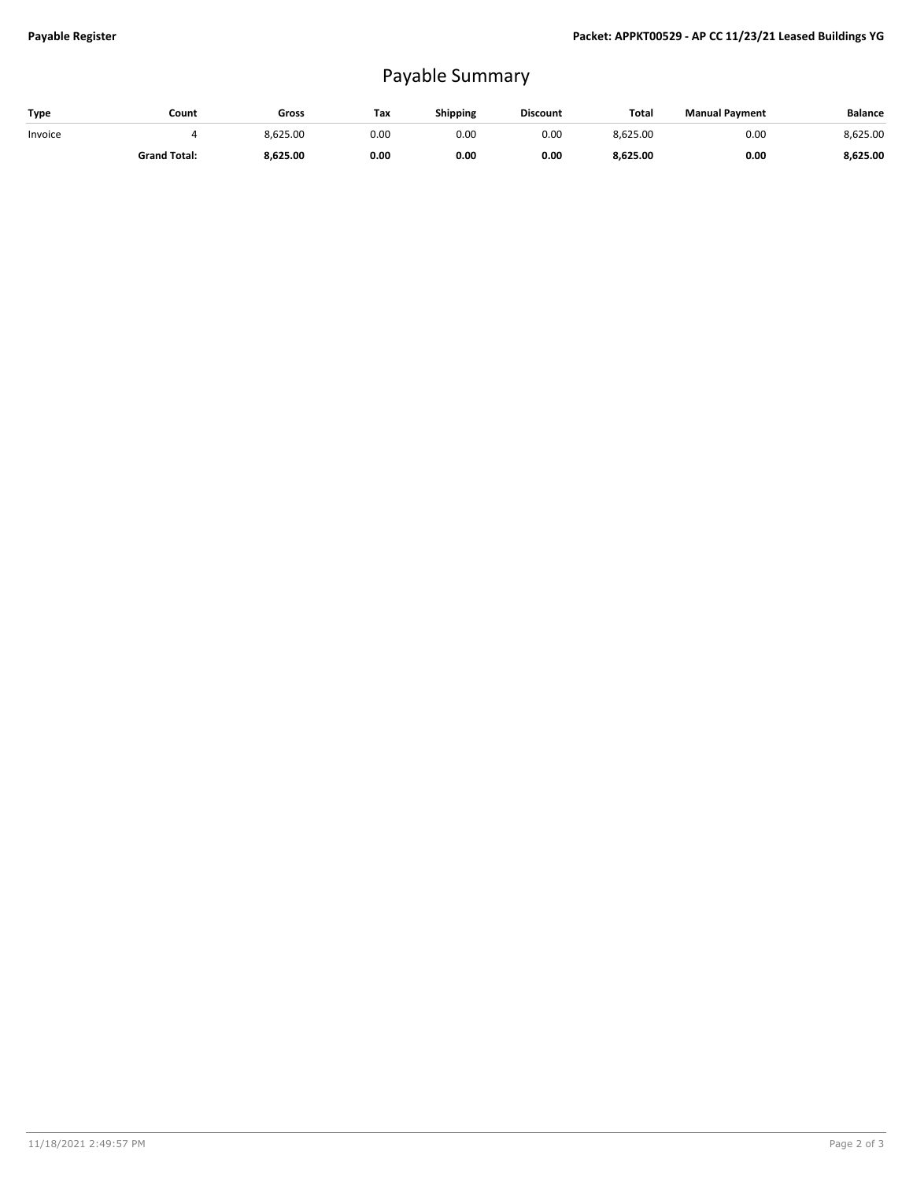# Payable Summary

| Type | Count | Gross | Tax | Shipping | Discount | Total | Manual Payment | Balance |
|---|---|---|---|---|---|---|---|---|
| Invoice | 4 | 8,625.00 | 0.00 | 0.00 | 0.00 | 8,625.00 | 0.00 | 8,625.00 |
| | **Grand Total:** | **8,625.00** | **0.00** | **0.00** | **0.00** | **8,625.00** | **0.00** | **8,625.00** |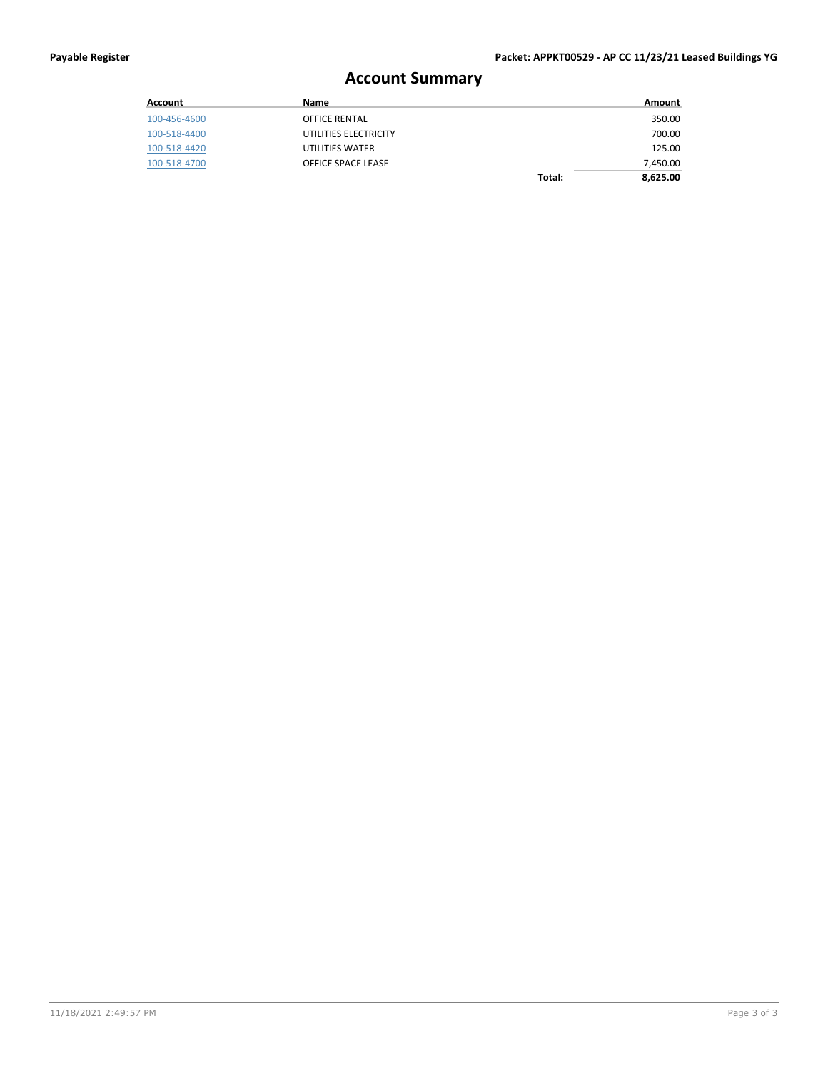# Account Summary

| Account | Name | | Amount |
|---|---|---|---|
| 100-456-4600 | OFFICE RENTAL | | 350.00 |
| 100-518-4400 | UTILITIES ELECTRICITY | | 700.00 |
| 100-518-4420 | UTILITIES WATER | | 125.00 |
| 100-518-4700 | OFFICE SPACE LEASE | | 7,450.00 |
| | | **Total:** | **8,625.00** |